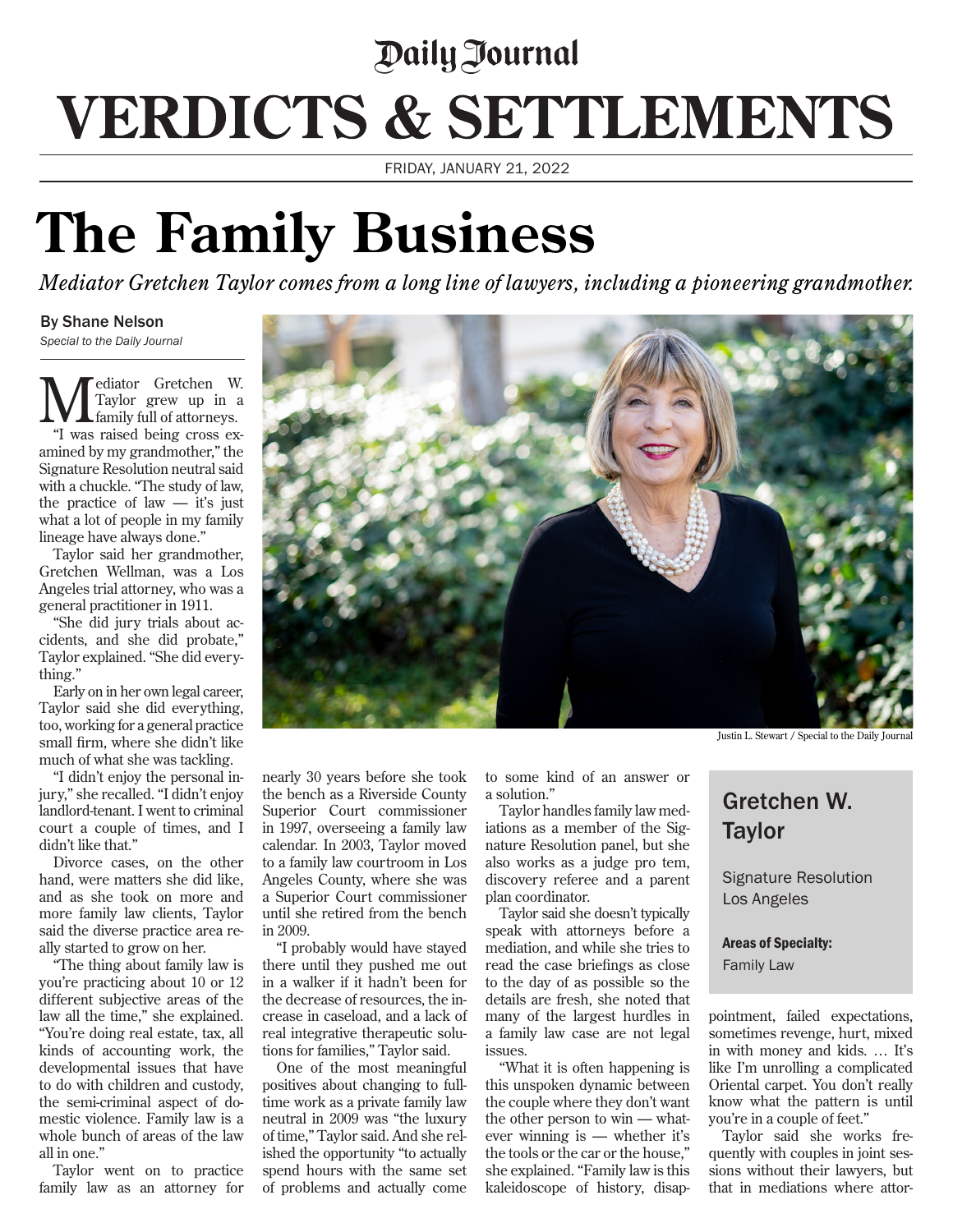Daily Journal

# VERDICTS & SETTLEMENTS

FRIDAY, JANUARY 21, 2022

# The Family Business

*Mediator Gretchen Taylor comes from a long line of lawyers, including a pioneering grandmother.*

By Shane Nelson
*Special to the Daily Journal*

Justin L. Stewart / Special to the Daily Journal

Mediator Gretchen W. Taylor grew up in a family full of attorneys.

"I was raised being cross examined by my grandmother," the Signature Resolution neutral said with a chuckle. "The study of law, the practice of law — it's just what a lot of people in my family lineage have always done."

Taylor said her grandmother, Gretchen Wellman, was a Los Angeles trial attorney, who was a general practitioner in 1911.

"She did jury trials about accidents, and she did probate," Taylor explained. "She did everything."

Early on in her own legal career, Taylor said she did everything, too, working for a general practice small firm, where she didn't like much of what she was tackling.

"I didn't enjoy the personal injury," she recalled. "I didn't enjoy landlord-tenant. I went to criminal court a couple of times, and I didn't like that."

Divorce cases, on the other hand, were matters she did like, and as she took on more and more family law clients, Taylor said the diverse practice area really started to grow on her.

"The thing about family law is you're practicing about 10 or 12 different subjective areas of the law all the time," she explained. "You're doing real estate, tax, all kinds of accounting work, the developmental issues that have to do with children and custody, the semi-criminal aspect of domestic violence. Family law is a whole bunch of areas of the law all in one."

Taylor went on to practice family law as an attorney for nearly 30 years before she took the bench as a Riverside County Superior Court commissioner in 1997, overseeing a family law calendar. In 2003, Taylor moved to a family law courtroom in Los Angeles County, where she was a Superior Court commissioner until she retired from the bench in 2009.

"I probably would have stayed there until they pushed me out in a walker if it hadn't been for the decrease of resources, the increase in caseload, and a lack of real integrative therapeutic solutions for families," Taylor said.

One of the most meaningful positives about changing to full-time work as a private family law neutral in 2009 was "the luxury of time," Taylor said. And she relished the opportunity "to actually spend hours with the same set of problems and actually come to some kind of an answer or a solution."

Taylor handles family law mediations as a member of the Signature Resolution panel, but she also works as a judge pro tem, discovery referee and a parent plan coordinator.

Taylor said she doesn't typically speak with attorneys before a mediation, and while she tries to read the case briefings as close to the day of as possible so the details are fresh, she noted that many of the largest hurdles in a family law case are not legal issues.

"What it is often happening is this unspoken dynamic between the couple where they don't want the other person to win — whatever winning is — whether it's the tools or the car or the house," she explained. "Family law is this kaleidoscope of history, disappointment, failed expectations, sometimes revenge, hurt, mixed in with money and kids. … It's like I'm unrolling a complicated Oriental carpet. You don't really know what the pattern is until you're in a couple of feet."

Taylor said she works frequently with couples in joint sessions without their lawyers, but that in mediations where attor-

## Gretchen W. Taylor

Signature Resolution
Los Angeles

**Areas of Specialty:**
Family Law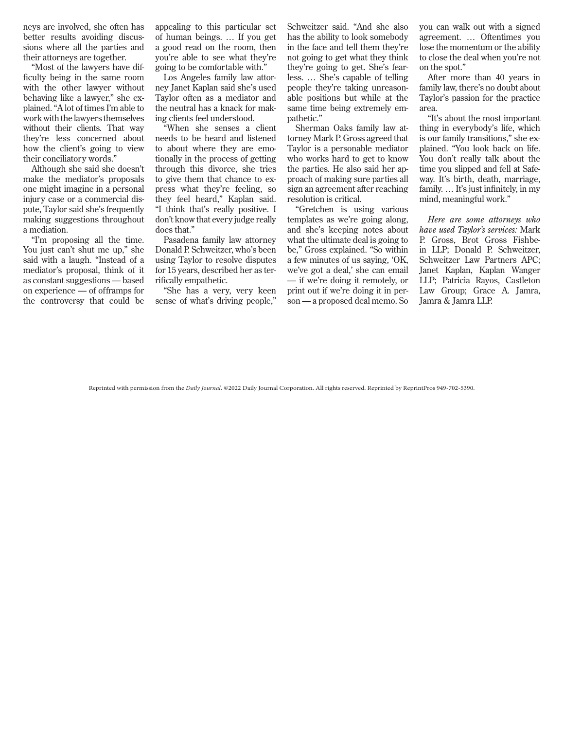neys are involved, she often has better results avoiding discussions where all the parties and their attorneys are together.

"Most of the lawyers have difficulty being in the same room with the other lawyer without behaving like a lawyer," she explained. "A lot of times I'm able to work with the lawyers themselves without their clients. That way they're less concerned about how the client's going to view their conciliatory words."

Although she said she doesn't make the mediator's proposals one might imagine in a personal injury case or a commercial dispute, Taylor said she's frequently making suggestions throughout a mediation.

"I'm proposing all the time. You just can't shut me up," she said with a laugh. "Instead of a mediator's proposal, think of it as constant suggestions — based on experience — of offramps for the controversy that could be appealing to this particular set of human beings. … If you get a good read on the room, then you're able to see what they're going to be comfortable with."

Los Angeles family law attorney Janet Kaplan said she's used Taylor often as a mediator and the neutral has a knack for making clients feel understood.

"When she senses a client needs to be heard and listened to about where they are emotionally in the process of getting through this divorce, she tries to give them that chance to express what they're feeling, so they feel heard," Kaplan said. "I think that's really positive. I don't know that every judge really does that."

Pasadena family law attorney Donald P. Schweitzer, who's been using Taylor to resolve disputes for 15 years, described her as terrifically empathetic.

"She has a very, very keen sense of what's driving people," Schweitzer said. "And she also has the ability to look somebody in the face and tell them they're not going to get what they think they're going to get. She's fearless. … She's capable of telling people they're taking unreasonable positions but while at the same time being extremely empathetic."

Sherman Oaks family law attorney Mark P. Gross agreed that Taylor is a personable mediator who works hard to get to know the parties. He also said her approach of making sure parties all sign an agreement after reaching resolution is critical.

"Gretchen is using various templates as we're going along, and she's keeping notes about what the ultimate deal is going to be," Gross explained. "So within a few minutes of us saying, 'OK, we've got a deal,' she can email — if we're doing it remotely, or print out if we're doing it in person — a proposed deal memo. So you can walk out with a signed agreement. … Oftentimes you lose the momentum or the ability to close the deal when you're not on the spot."

After more than 40 years in family law, there's no doubt about Taylor's passion for the practice area.

"It's about the most important thing in everybody's life, which is our family transitions," she explained. "You look back on life. You don't really talk about the time you slipped and fell at Safeway. It's birth, death, marriage, family. … It's just infinitely, in my mind, meaningful work."

*Here are some attorneys who have used Taylor's services:* Mark P. Gross, Brot Gross Fishbein LLP; Donald P. Schweitzer, Schweitzer Law Partners APC; Janet Kaplan, Kaplan Wanger LLP; Patricia Rayos, Castleton Law Group; Grace A. Jamra, Jamra & Jamra LLP.

Reprinted with permission from the *Daily Journal*. ©2022 Daily Journal Corporation. All rights reserved. Reprinted by ReprintPros 949-702-5390.